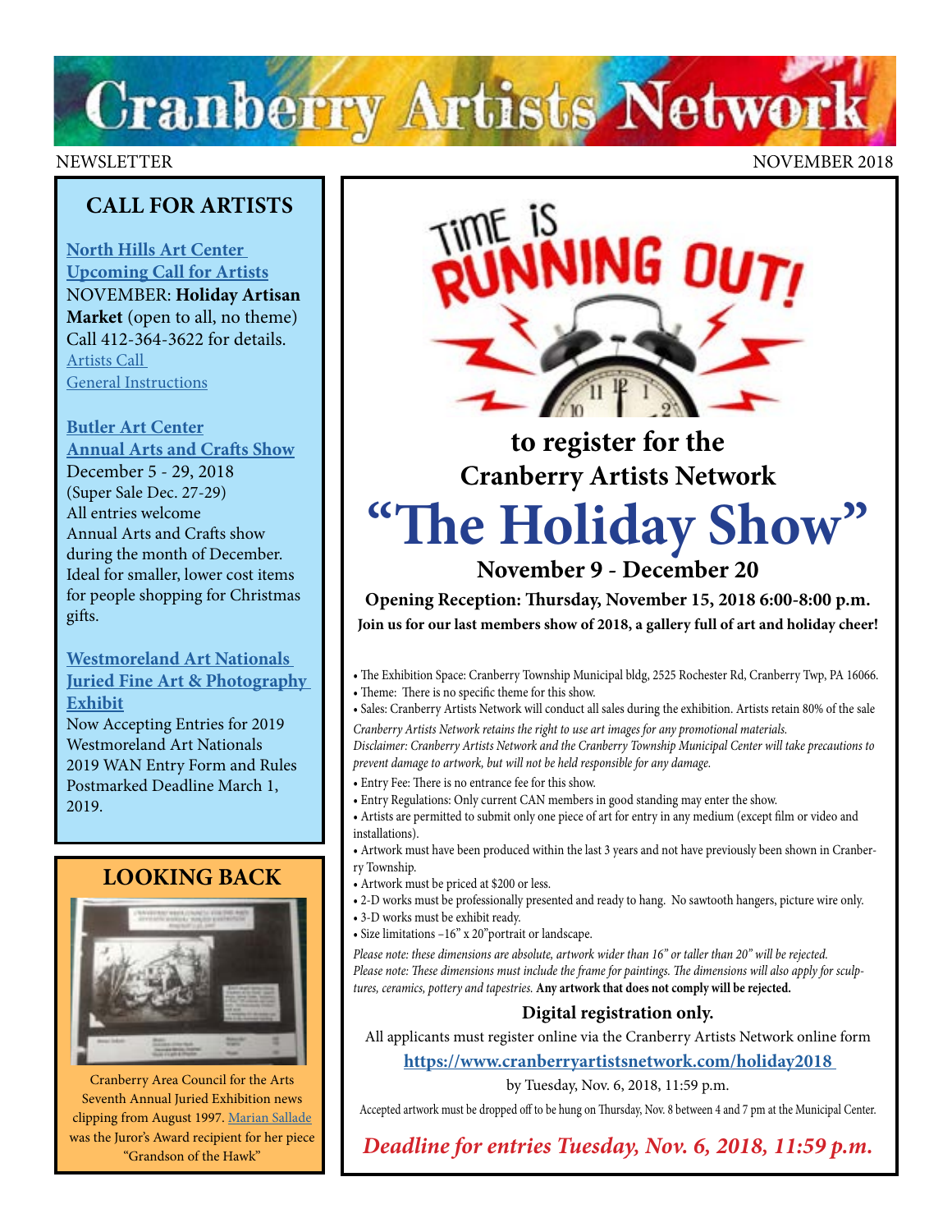# Cranberry Artists Network

NEWSLETTER NOVEMBER 2018

## CALL FOR ARTISTS

**North Hills Art Center Upcoming Call for Artists**
NOVEMBER: **Holiday Artisan Market** (open to all, no theme) Call 412-364-3622 for details.
Artists Call
General Instructions

**Butler Art Center Annual Arts and Crafts Show**
December 5 - 29, 2018
(Super Sale Dec. 27-29)
All entries welcome
Annual Arts and Crafts show during the month of December. Ideal for smaller, lower cost items for people shopping for Christmas gifts.

**Westmoreland Art Nationals Juried Fine Art & Photography Exhibit**
Now Accepting Entries for 2019 Westmoreland Art Nationals
2019 WAN Entry Form and Rules
Postmarked Deadline March 1, 2019.

## LOOKING BACK

Cranberry Area Council for the Arts Seventh Annual Juried Exhibition news clipping from August 1997. Marian Sallade was the Juror's Award recipient for her piece "Grandson of the Hawk"

## TIME IS RUNNING OUT!

### to register for the Cranberry Artists Network

# "The Holiday Show"

### November 9 - December 20

**Opening Reception: Thursday, November 15, 2018 6:00-8:00 p.m.**

**Join us for our last members show of 2018, a gallery full of art and holiday cheer!**

- The Exhibition Space: Cranberry Township Municipal bldg, 2525 Rochester Rd, Cranberry Twp, PA 16066.
- Theme: There is no specific theme for this show.
- Sales: Cranberry Artists Network will conduct all sales during the exhibition. Artists retain 80% of the sale

*Cranberry Artists Network retains the right to use art images for any promotional materials.*
*Disclaimer: Cranberry Artists Network and the Cranberry Township Municipal Center will take precautions to prevent damage to artwork, but will not be held responsible for any damage.*

- Entry Fee: There is no entrance fee for this show.
- Entry Regulations: Only current CAN members in good standing may enter the show.
- Artists are permitted to submit only one piece of art for entry in any medium (except film or video and installations).
- Artwork must have been produced within the last 3 years and not have previously been shown in Cranberry Township.
- Artwork must be priced at $200 or less.
- 2-D works must be professionally presented and ready to hang. No sawtooth hangers, picture wire only.
- 3-D works must be exhibit ready.
- Size limitations –16" x 20"portrait or landscape.

*Please note: these dimensions are absolute, artwork wider than 16" or taller than 20" will be rejected.*
*Please note: These dimensions must include the frame for paintings. The dimensions will also apply for sculptures, ceramics, pottery and tapestries.* **Any artwork that does not comply will be rejected.**

**Digital registration only.**

All applicants must register online via the Cranberry Artists Network online form

**https://www.cranberryartistsnetwork.com/holiday2018**

by Tuesday, Nov. 6, 2018, 11:59 p.m.

Accepted artwork must be dropped off to be hung on Thursday, Nov. 8 between 4 and 7 pm at the Municipal Center.

***Deadline for entries Tuesday, Nov. 6, 2018, 11:59 p.m.***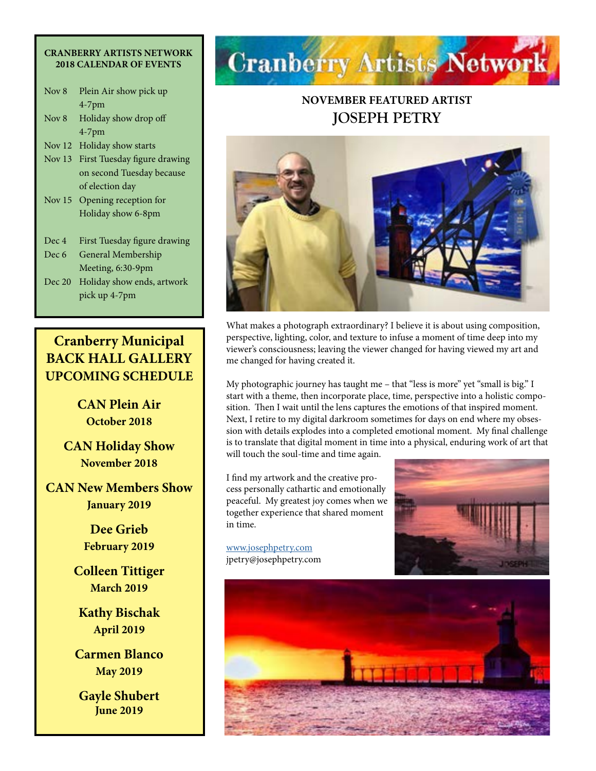**CRANBERRY ARTISTS NETWORK 2018 CALENDAR OF EVENTS**

| | |
|---|---|
| Nov 8 | Plein Air show pick up 4-7pm |
| Nov 8 | Holiday show drop off 4-7pm |
| Nov 12 | Holiday show starts |
| Nov 13 | First Tuesday figure drawing on second Tuesday because of election day |
| Nov 15 | Opening reception for Holiday show 6-8pm |
| Dec 4 | First Tuesday figure drawing |
| Dec 6 | General Membership Meeting, 6:30-9pm |
| Dec 20 | Holiday show ends, artwork pick up 4-7pm |

## Cranberry Municipal BACK HALL GALLERY UPCOMING SCHEDULE

**CAN Plein Air**
**October 2018**

**CAN Holiday Show**
**November 2018**

**CAN New Members Show**
**January 2019**

**Dee Grieb**
**February 2019**

**Colleen Tittiger**
**March 2019**

**Kathy Bischak**
**April 2019**

**Carmen Blanco**
**May 2019**

**Gayle Shubert**
**June 2019**

# Cranberry Artists Network

## NOVEMBER FEATURED ARTIST
## JOSEPH PETRY

What makes a photograph extraordinary? I believe it is about using composition, perspective, lighting, color, and texture to infuse a moment of time deep into my viewer's consciousness; leaving the viewer changed for having viewed my art and me changed for having created it.

My photographic journey has taught me – that "less is more" yet "small is big." I start with a theme, then incorporate place, time, perspective into a holistic composition. Then I wait until the lens captures the emotions of that inspired moment. Next, I retire to my digital darkroom sometimes for days on end where my obsession with details explodes into a completed emotional moment. My final challenge is to translate that digital moment in time into a physical, enduring work of art that will touch the soul-time and time again.

I find my artwork and the creative process personally cathartic and emotionally peaceful. My greatest joy comes when we together experience that shared moment in time.

www.josephpetry.com
jpetry@josephpetry.com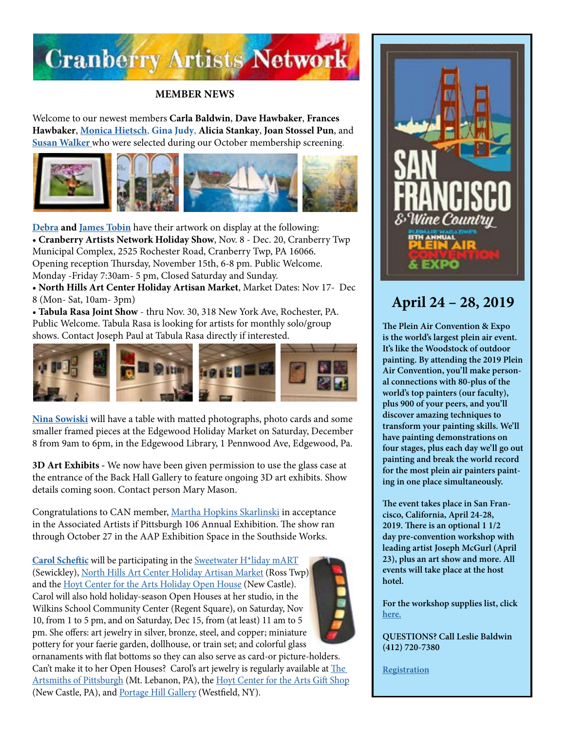# Cranberry Artists Network

## MEMBER NEWS

Welcome to our newest members **Carla Baldwin**, **Dave Hawbaker**, **Frances Hawbaker**, **Monica Hietsch**, **Gina Judy**, **Alicia Stankay**, **Joan Stossel Pun**, and **Susan Walker** who were selected during our October membership screening.

**Debra** and **James Tobin** have their artwork on display at the following:

- **Cranberry Artists Network Holiday Show**, Nov. 8 - Dec. 20, Cranberry Twp Municipal Complex, 2525 Rochester Road, Cranberry Twp, PA 16066. Opening reception Thursday, November 15th, 6-8 pm. Public Welcome. Monday -Friday 7:30am- 5 pm, Closed Saturday and Sunday.
- **North Hills Art Center Holiday Artisan Market**, Market Dates: Nov 17- Dec 8 (Mon- Sat, 10am- 3pm)
- **Tabula Rasa Joint Show** - thru Nov. 30, 318 New York Ave, Rochester, PA. Public Welcome. Tabula Rasa is looking for artists for monthly solo/group shows. Contact Joseph Paul at Tabula Rasa directly if interested.

**Nina Sowiski** will have a table with matted photographs, photo cards and some smaller framed pieces at the Edgewood Holiday Market on Saturday, December 8 from 9am to 6pm, in the Edgewood Library, 1 Pennwood Ave, Edgewood, Pa.

**3D Art Exhibits** - We now have been given permission to use the glass case at the entrance of the Back Hall Gallery to feature ongoing 3D art exhibits. Show details coming soon. Contact person Mary Mason.

Congratulations to CAN member, Martha Hopkins Skarlinski in acceptance in the Associated Artists if Pittsburgh 106 Annual Exhibition. The show ran through October 27 in the AAP Exhibition Space in the Southside Works.

**Carol Scheftic** will be participating in the Sweetwater H*liday mART (Sewickley), North Hills Art Center Holiday Artisan Market (Ross Twp) and the Hoyt Center for the Arts Holiday Open House (New Castle). Carol will also hold holiday-season Open Houses at her studio, in the Wilkins School Community Center (Regent Square), on Saturday, Nov 10, from 1 to 5 pm, and on Saturday, Dec 15, from (at least) 11 am to 5 pm. She offers: art jewelry in silver, bronze, steel, and copper; miniature pottery for your faerie garden, dollhouse, or train set; and colorful glass ornaments with flat bottoms so they can also serve as card-or picture-holders. Can't make it to her Open Houses? Carol's art jewelry is regularly available at The Artsmiths of Pittsburgh (Mt. Lebanon, PA), the Hoyt Center for the Arts Gift Shop (New Castle, PA), and Portage Hill Gallery (Westfield, NY).

---

SAN FRANCISCO & Wine Country

PLEINAIR MAGAZINE'S 8TH ANNUAL PLEIN AIR CONVENTION & EXPO

## April 24 – 28, 2019

**The Plein Air Convention & Expo is the world's largest plein air event. It's like the Woodstock of outdoor painting. By attending the 2019 Plein Air Convention, you'll make personal connections with 80-plus of the world's top painters (our faculty), plus 900 of your peers, and you'll discover amazing techniques to transform your painting skills. We'll have painting demonstrations on four stages, plus each day we'll go out painting and break the world record for the most plein air painters painting in one place simultaneously.**

**The event takes place in San Francisco, California, April 24-28, 2019. There is an optional 1 1/2 day pre-convention workshop with leading artist Joseph McGurl (April 23), plus an art show and more. All events will take place at the host hotel.**

**For the workshop supplies list, click here.**

**QUESTIONS? Call Leslie Baldwin (412) 720-7380**

**Registration**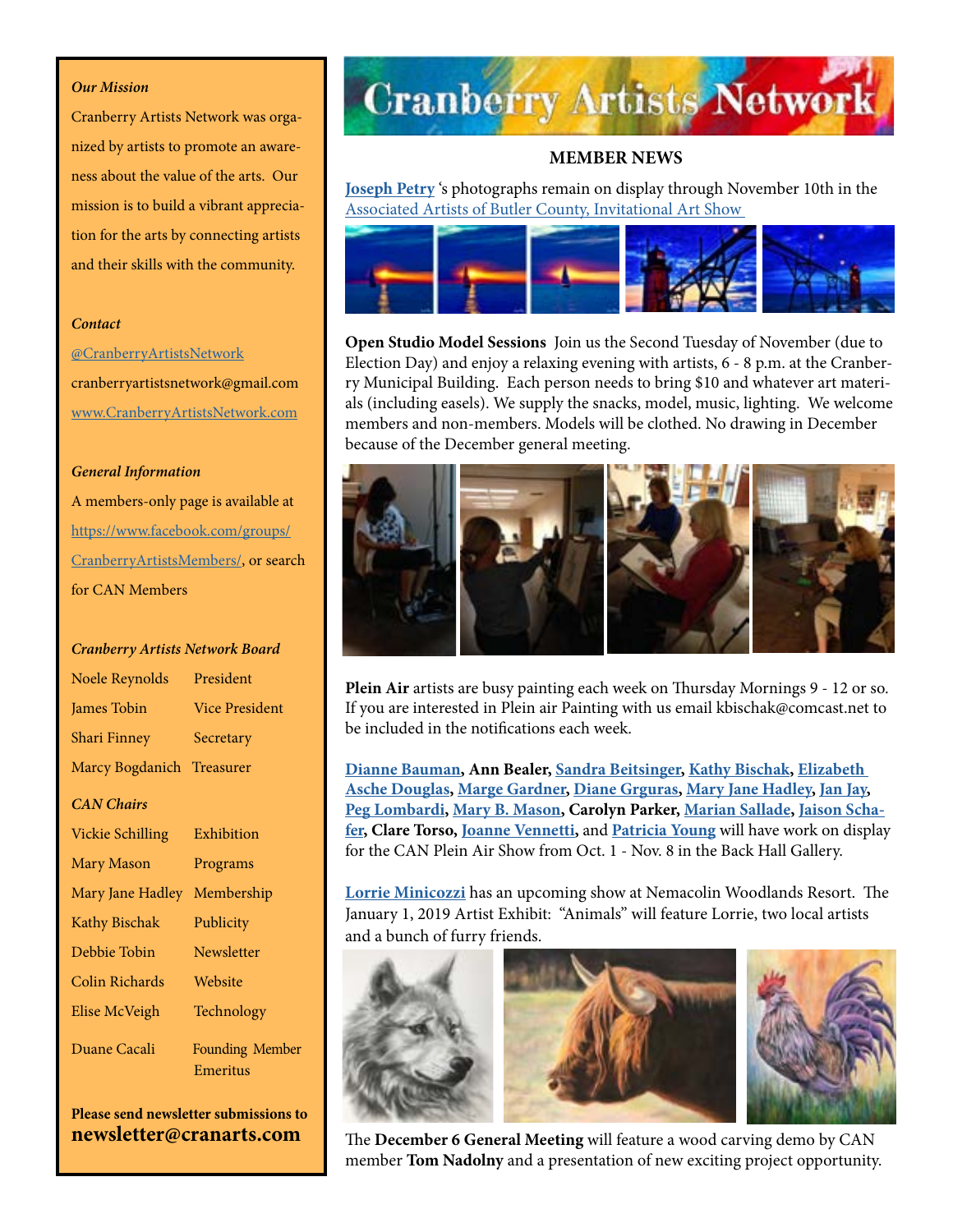# Cranberry Artists Network

## MEMBER NEWS

**Joseph Petry** 's photographs remain on display through November 10th in the Associated Artists of Butler County, Invitational Art Show

**Open Studio Model Sessions** Join us the Second Tuesday of November (due to Election Day) and enjoy a relaxing evening with artists, 6 - 8 p.m. at the Cranberry Municipal Building. Each person needs to bring $10 and whatever art materials (including easels). We supply the snacks, model, music, lighting. We welcome members and non-members. Models will be clothed. No drawing in December because of the December general meeting.

**Plein Air** artists are busy painting each week on Thursday Mornings 9 - 12 or so. If you are interested in Plein air Painting with us email kbischak@comcast.net to be included in the notifications each week.

**Dianne Bauman, Ann Bealer, Sandra Beitsinger, Kathy Bischak, Elizabeth Asche Douglas, Marge Gardner, Diane Grguras, Mary Jane Hadley, Jan Jay, Peg Lombardi, Mary B. Mason, Carolyn Parker, Marian Sallade, Jaison Schafer, Clare Torso, Joanne Vennetti,** and **Patricia Young** will have work on display for the CAN Plein Air Show from Oct. 1 - Nov. 8 in the Back Hall Gallery.

**Lorrie Minicozzi** has an upcoming show at Nemacolin Woodlands Resort. The January 1, 2019 Artist Exhibit: "Animals" will feature Lorrie, two local artists and a bunch of furry friends.

The **December 6 General Meeting** will feature a wood carving demo by CAN member **Tom Nadolny** and a presentation of new exciting project opportunity.

---

***Our Mission***

Cranberry Artists Network was organized by artists to promote an awareness about the value of the arts. Our mission is to build a vibrant appreciation for the arts by connecting artists and their skills with the community.

***Contact***

@CranberryArtistsNetwork
cranberryartistsnetwork@gmail.com
www.CranberryArtistsNetwork.com

***General Information***

A members-only page is available at https://www.facebook.com/groups/CranberryArtistsMembers/, or search for CAN Members

***Cranberry Artists Network Board***

| | |
|---|---|
| Noele Reynolds | President |
| James Tobin | Vice President |
| Shari Finney | Secretary |
| Marcy Bogdanich | Treasurer |

***CAN Chairs***

| | |
|---|---|
| Vickie Schilling | Exhibition |
| Mary Mason | Programs |
| Mary Jane Hadley | Membership |
| Kathy Bischak | Publicity |
| Debbie Tobin | Newsletter |
| Colin Richards | Website |
| Elise McVeigh | Technology |
| Duane Cacali | Founding Member Emeritus |

**Please send newsletter submissions to newsletter@cranarts.com**